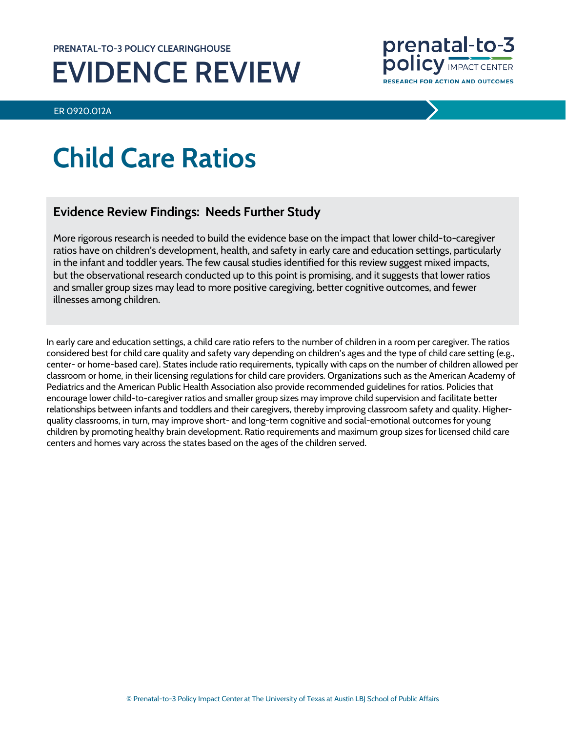PRENATAL-TO-3 POLICY CLEARINGHOUSE

# EVIDENCE REVIEW

ER 0920.012A

# Child Care Ratios

## Evidence Review Findings: Needs Further Study

More rigorous research is needed to build the evidence base on the impact that lower child-to-caregiver ratios have on children's development, health, and safety in early care and education settings, particularly in the infant and toddler years. The few causal studies identified for this review suggest mixed impacts, but the observational research conducted up to this point is promising, and it suggests that lower ratios and smaller group sizes may lead to more positive caregiving, better cognitive outcomes, and fewer illnesses among children.

In early care and education settings, a child care ratio refers to the number of children in a room per caregiver. The ratios considered best for child care quality and safety vary depending on children's ages and the type of child care setting (e.g., center- or home-based care). States include ratio requirements, typically with caps on the number of children allowed per classroom or home, in their licensing regulations for child care providers. Organizations such as the American Academy of Pediatrics and the American Public Health Association also provide recommended guidelines for ratios. Policies that encourage lower child-to-caregiver ratios and smaller group sizes may improve child supervision and facilitate better relationships between infants and toddlers and their caregivers, thereby improving classroom safety and quality. Higher-quality classrooms, in turn, may improve short- and long-term cognitive and social-emotional outcomes for young children by promoting healthy brain development. Ratio requirements and maximum group sizes for licensed child care centers and homes vary across the states based on the ages of the children served.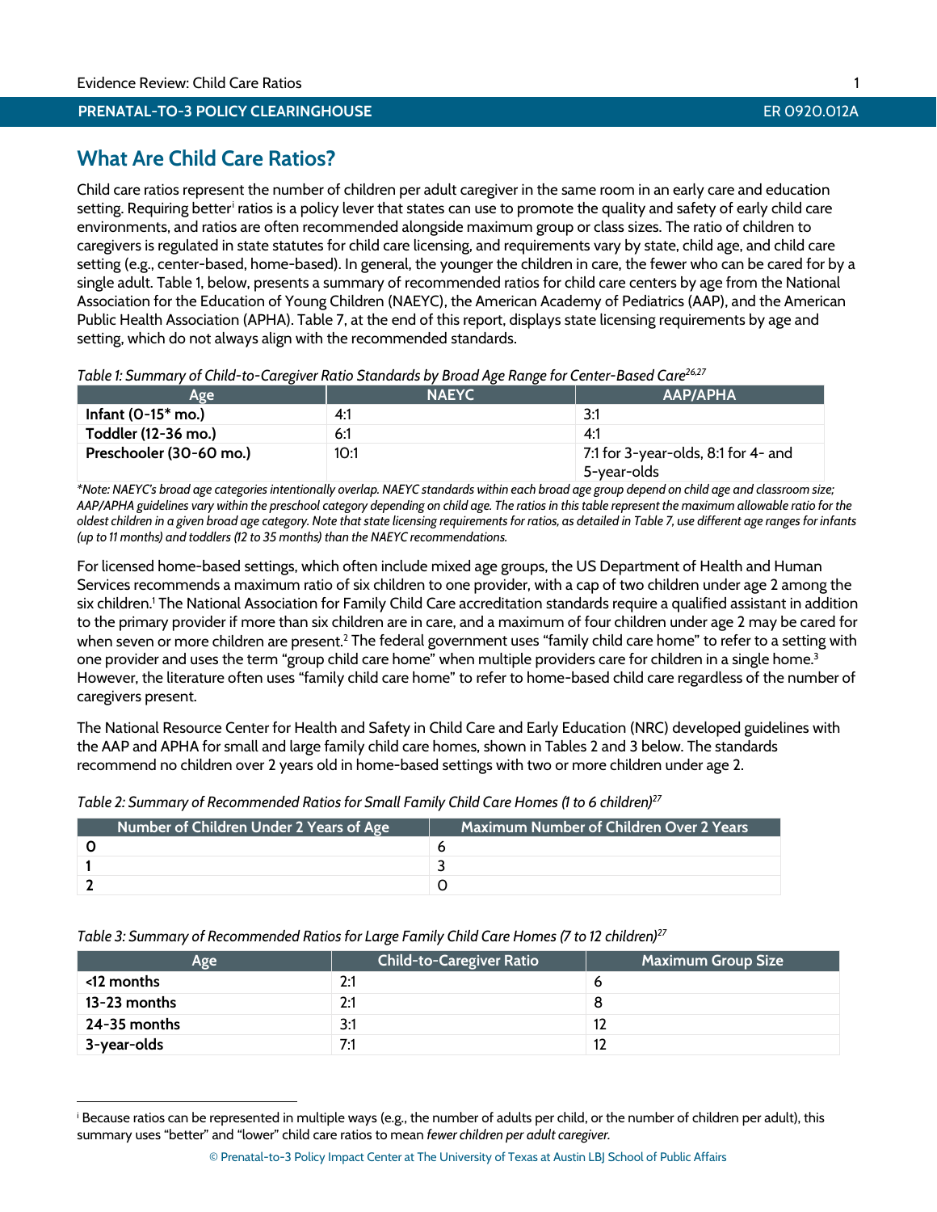## What Are Child Care Ratios?

Child care ratios represent the number of children per adult caregiver in the same room in an early care and education setting. Requiring better[i] ratios is a policy lever that states can use to promote the quality and safety of early child care environments, and ratios are often recommended alongside maximum group or class sizes. The ratio of children to caregivers is regulated in state statutes for child care licensing, and requirements vary by state, child age, and child care setting (e.g., center-based, home-based). In general, the younger the children in care, the fewer who can be cared for by a single adult. Table 1, below, presents a summary of recommended ratios for child care centers by age from the National Association for the Education of Young Children (NAEYC), the American Academy of Pediatrics (AAP), and the American Public Health Association (APHA). Table 7, at the end of this report, displays state licensing requirements by age and setting, which do not always align with the recommended standards.

*Table 1: Summary of Child-to-Caregiver Ratio Standards by Broad Age Range for Center-Based Care[26,27]*

| Age | NAEYC | AAP/APHA |
|---|---|---|
| **Infant (0-15* mo.)** | 4:1 | 3:1 |
| **Toddler (12-36 mo.)** | 6:1 | 4:1 |
| **Preschooler (30-60 mo.)** | 10:1 | 7:1 for 3-year-olds, 8:1 for 4- and 5-year-olds |

*\*Note: NAEYC's broad age categories intentionally overlap. NAEYC standards within each broad age group depend on child age and classroom size; AAP/APHA guidelines vary within the preschool category depending on child age. The ratios in this table represent the maximum allowable ratio for the oldest children in a given broad age category. Note that state licensing requirements for ratios, as detailed in Table 7, use different age ranges for infants (up to 11 months) and toddlers (12 to 35 months) than the NAEYC recommendations.*

For licensed home-based settings, which often include mixed age groups, the US Department of Health and Human Services recommends a maximum ratio of six children to one provider, with a cap of two children under age 2 among the six children.[1] The National Association for Family Child Care accreditation standards require a qualified assistant in addition to the primary provider if more than six children are in care, and a maximum of four children under age 2 may be cared for when seven or more children are present.[2] The federal government uses "family child care home" to refer to a setting with one provider and uses the term "group child care home" when multiple providers care for children in a single home.[3] However, the literature often uses "family child care home" to refer to home-based child care regardless of the number of caregivers present.

The National Resource Center for Health and Safety in Child Care and Early Education (NRC) developed guidelines with the AAP and APHA for small and large family child care homes, shown in Tables 2 and 3 below. The standards recommend no children over 2 years old in home-based settings with two or more children under age 2.

*Table 2: Summary of Recommended Ratios for Small Family Child Care Homes (1 to 6 children)[27]*

| Number of Children Under 2 Years of Age | Maximum Number of Children Over 2 Years |
|---|---|
| **0** | 6 |
| **1** | 3 |
| **2** | 0 |

*Table 3: Summary of Recommended Ratios for Large Family Child Care Homes (7 to 12 children)[27]*

| Age | Child-to-Caregiver Ratio | Maximum Group Size |
|---|---|---|
| **<12 months** | 2:1 | 6 |
| **13-23 months** | 2:1 | 8 |
| **24-35 months** | 3:1 | 12 |
| **3-year-olds** | 7:1 | 12 |

---

[i] Because ratios can be represented in multiple ways (e.g., the number of adults per child, or the number of children per adult), this summary uses "better" and "lower" child care ratios to mean *fewer children per adult caregiver.*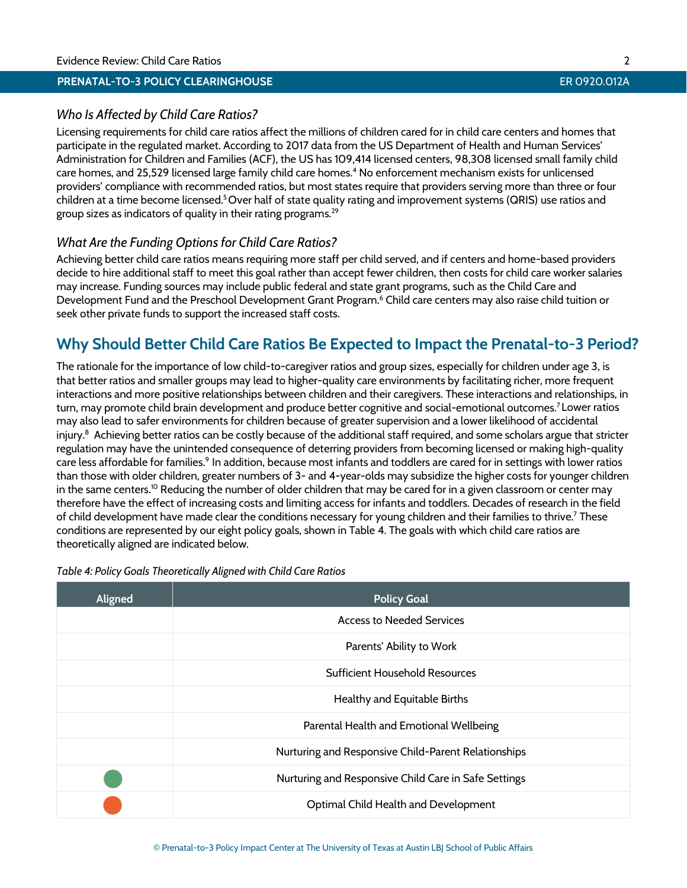### *Who Is Affected by Child Care Ratios?*

Licensing requirements for child care ratios affect the millions of children cared for in child care centers and homes that participate in the regulated market. According to 2017 data from the US Department of Health and Human Services' Administration for Children and Families (ACF), the US has 109,414 licensed centers, 98,308 licensed small family child care homes, and 25,529 licensed large family child care homes.[4] No enforcement mechanism exists for unlicensed providers' compliance with recommended ratios, but most states require that providers serving more than three or four children at a time become licensed.[5] Over half of state quality rating and improvement systems (QRIS) use ratios and group sizes as indicators of quality in their rating programs.[29]

### *What Are the Funding Options for Child Care Ratios?*

Achieving better child care ratios means requiring more staff per child served, and if centers and home-based providers decide to hire additional staff to meet this goal rather than accept fewer children, then costs for child care worker salaries may increase. Funding sources may include public federal and state grant programs, such as the Child Care and Development Fund and the Preschool Development Grant Program.[6] Child care centers may also raise child tuition or seek other private funds to support the increased staff costs.

## Why Should Better Child Care Ratios Be Expected to Impact the Prenatal-to-3 Period?

The rationale for the importance of low child-to-caregiver ratios and group sizes, especially for children under age 3, is that better ratios and smaller groups may lead to higher-quality care environments by facilitating richer, more frequent interactions and more positive relationships between children and their caregivers. These interactions and relationships, in turn, may promote child brain development and produce better cognitive and social-emotional outcomes.[7] Lower ratios may also lead to safer environments for children because of greater supervision and a lower likelihood of accidental injury.[8] Achieving better ratios can be costly because of the additional staff required, and some scholars argue that stricter regulation may have the unintended consequence of deterring providers from becoming licensed or making high-quality care less affordable for families.[9] In addition, because most infants and toddlers are cared for in settings with lower ratios than those with older children, greater numbers of 3- and 4-year-olds may subsidize the higher costs for younger children in the same centers.[10] Reducing the number of older children that may be cared for in a given classroom or center may therefore have the effect of increasing costs and limiting access for infants and toddlers. Decades of research in the field of child development have made clear the conditions necessary for young children and their families to thrive.[7] These conditions are represented by our eight policy goals, shown in Table 4. The goals with which child care ratios are theoretically aligned are indicated below.

*Table 4: Policy Goals Theoretically Aligned with Child Care Ratios*

| Aligned | Policy Goal |
|---|---|
| | Access to Needed Services |
| | Parents' Ability to Work |
| | Sufficient Household Resources |
| | Healthy and Equitable Births |
| | Parental Health and Emotional Wellbeing |
| | Nurturing and Responsive Child-Parent Relationships |
| 🟢 | Nurturing and Responsive Child Care in Safe Settings |
| 🟠 | Optimal Child Health and Development |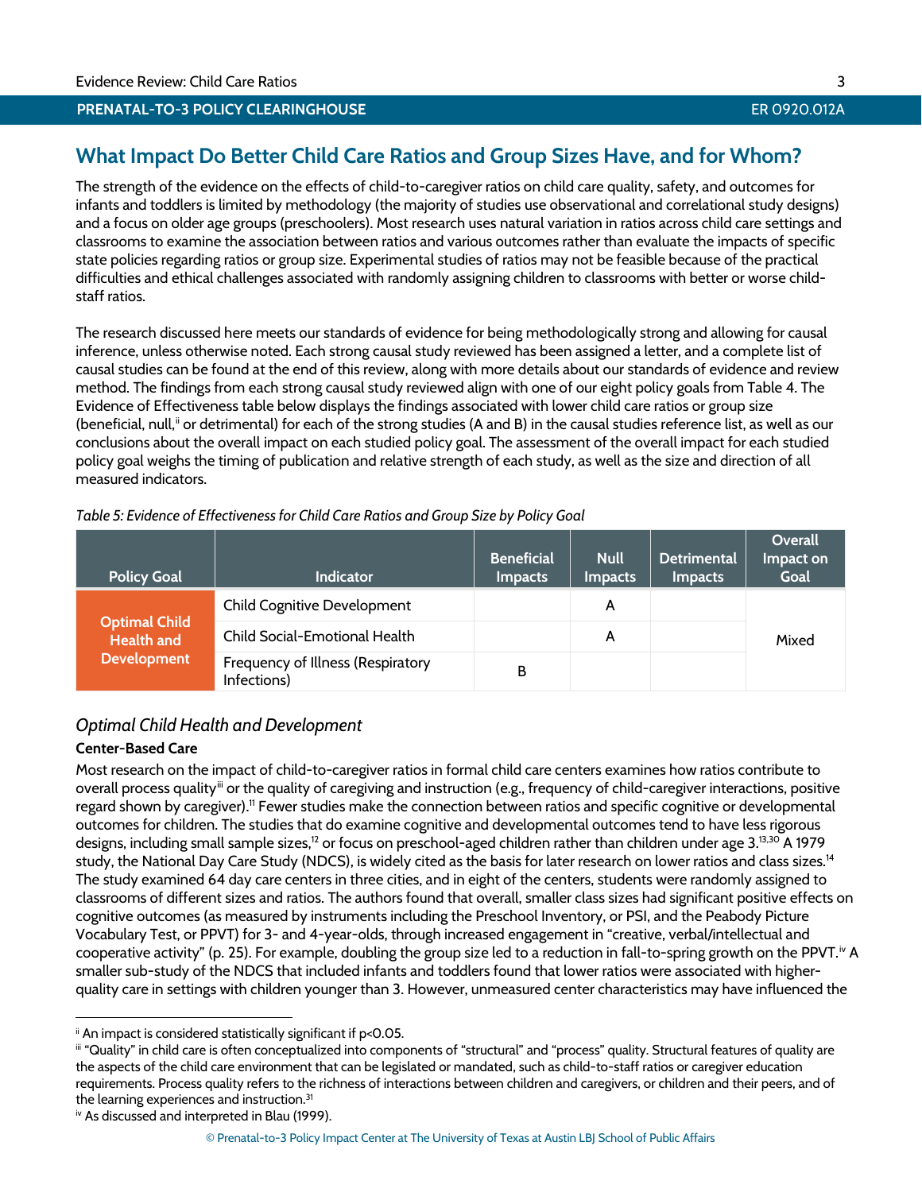## What Impact Do Better Child Care Ratios and Group Sizes Have, and for Whom?

The strength of the evidence on the effects of child-to-caregiver ratios on child care quality, safety, and outcomes for infants and toddlers is limited by methodology (the majority of studies use observational and correlational study designs) and a focus on older age groups (preschoolers). Most research uses natural variation in ratios across child care settings and classrooms to examine the association between ratios and various outcomes rather than evaluate the impacts of specific state policies regarding ratios or group size. Experimental studies of ratios may not be feasible because of the practical difficulties and ethical challenges associated with randomly assigning children to classrooms with better or worse child-staff ratios.

The research discussed here meets our standards of evidence for being methodologically strong and allowing for causal inference, unless otherwise noted. Each strong causal study reviewed has been assigned a letter, and a complete list of causal studies can be found at the end of this review, along with more details about our standards of evidence and review method. The findings from each strong causal study reviewed align with one of our eight policy goals from Table 4. The Evidence of Effectiveness table below displays the findings associated with lower child care ratios or group size (beneficial, null,[ii] or detrimental) for each of the strong studies (A and B) in the causal studies reference list, as well as our conclusions about the overall impact on each studied policy goal. The assessment of the overall impact for each studied policy goal weighs the timing of publication and relative strength of each study, as well as the size and direction of all measured indicators.

*Table 5: Evidence of Effectiveness for Child Care Ratios and Group Size by Policy Goal*

| Policy Goal | Indicator | Beneficial Impacts | Null Impacts | Detrimental Impacts | Overall Impact on Goal |
|---|---|---|---|---|---|
| Optimal Child Health and Development | Child Cognitive Development | | A | | Mixed |
| | Child Social-Emotional Health | | A | | |
| | Frequency of Illness (Respiratory Infections) | B | | | |

### *Optimal Child Health and Development*

**Center-Based Care**

Most research on the impact of child-to-caregiver ratios in formal child care centers examines how ratios contribute to overall process quality[iii] or the quality of caregiving and instruction (e.g., frequency of child-caregiver interactions, positive regard shown by caregiver).[11] Fewer studies make the connection between ratios and specific cognitive or developmental outcomes for children. The studies that do examine cognitive and developmental outcomes tend to have less rigorous designs, including small sample sizes,[12] or focus on preschool-aged children rather than children under age 3.[13,30] A 1979 study, the National Day Care Study (NDCS), is widely cited as the basis for later research on lower ratios and class sizes.[14] The study examined 64 day care centers in three cities, and in eight of the centers, students were randomly assigned to classrooms of different sizes and ratios. The authors found that overall, smaller class sizes had significant positive effects on cognitive outcomes (as measured by instruments including the Preschool Inventory, or PSI, and the Peabody Picture Vocabulary Test, or PPVT) for 3- and 4-year-olds, through increased engagement in "creative, verbal/intellectual and cooperative activity" (p. 25). For example, doubling the group size led to a reduction in fall-to-spring growth on the PPVT.[iv] A smaller sub-study of the NDCS that included infants and toddlers found that lower ratios were associated with higher-quality care in settings with children younger than 3. However, unmeasured center characteristics may have influenced the

---

[ii] An impact is considered statistically significant if $p<0.05$.

[iii] "Quality" in child care is often conceptualized into components of "structural" and "process" quality. Structural features of quality are the aspects of the child care environment that can be legislated or mandated, such as child-to-staff ratios or caregiver education requirements. Process quality refers to the richness of interactions between children and caregivers, or children and their peers, and of the learning experiences and instruction.[31]

[iv] As discussed and interpreted in Blau (1999).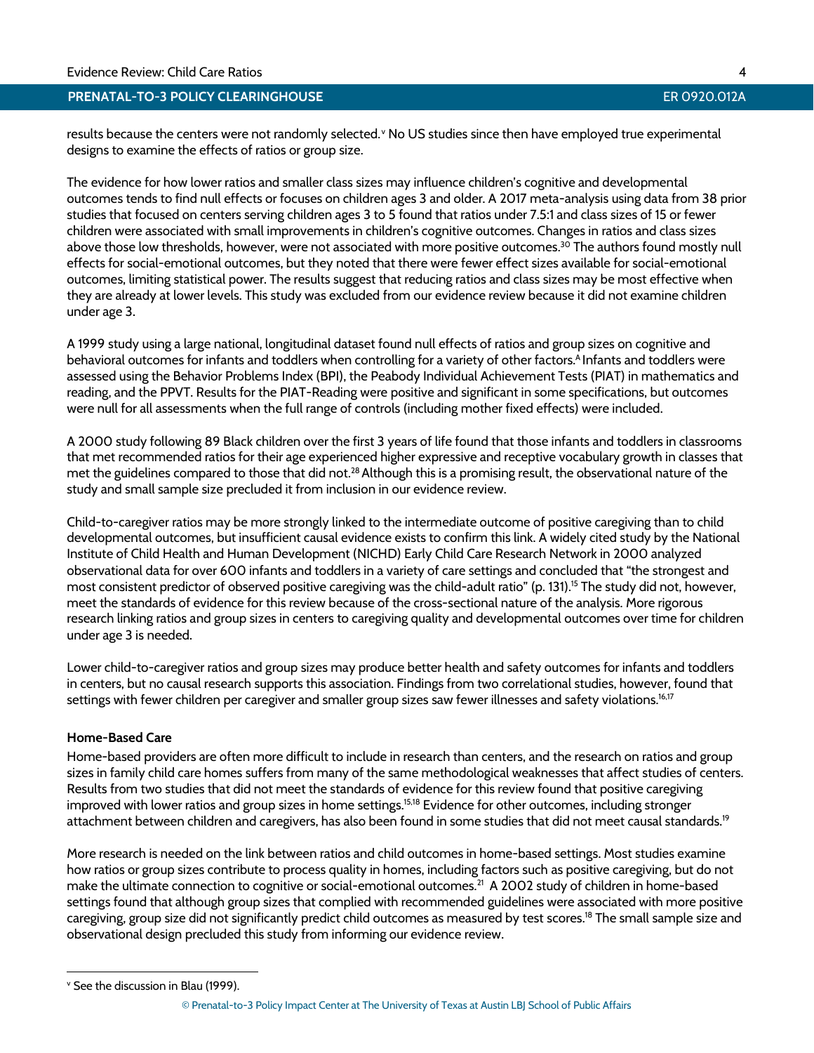results because the centers were not randomly selected.[v] No US studies since then have employed true experimental designs to examine the effects of ratios or group size.

The evidence for how lower ratios and smaller class sizes may influence children's cognitive and developmental outcomes tends to find null effects or focuses on children ages 3 and older. A 2017 meta-analysis using data from 38 prior studies that focused on centers serving children ages 3 to 5 found that ratios under 7.5:1 and class sizes of 15 or fewer children were associated with small improvements in children's cognitive outcomes. Changes in ratios and class sizes above those low thresholds, however, were not associated with more positive outcomes.[30] The authors found mostly null effects for social-emotional outcomes, but they noted that there were fewer effect sizes available for social-emotional outcomes, limiting statistical power. The results suggest that reducing ratios and class sizes may be most effective when they are already at lower levels. This study was excluded from our evidence review because it did not examine children under age 3.

A 1999 study using a large national, longitudinal dataset found null effects of ratios and group sizes on cognitive and behavioral outcomes for infants and toddlers when controlling for a variety of other factors.[A] Infants and toddlers were assessed using the Behavior Problems Index (BPI), the Peabody Individual Achievement Tests (PIAT) in mathematics and reading, and the PPVT. Results for the PIAT-Reading were positive and significant in some specifications, but outcomes were null for all assessments when the full range of controls (including mother fixed effects) were included.

A 2000 study following 89 Black children over the first 3 years of life found that those infants and toddlers in classrooms that met recommended ratios for their age experienced higher expressive and receptive vocabulary growth in classes that met the guidelines compared to those that did not.[28] Although this is a promising result, the observational nature of the study and small sample size precluded it from inclusion in our evidence review.

Child-to-caregiver ratios may be more strongly linked to the intermediate outcome of positive caregiving than to child developmental outcomes, but insufficient causal evidence exists to confirm this link. A widely cited study by the National Institute of Child Health and Human Development (NICHD) Early Child Care Research Network in 2000 analyzed observational data for over 600 infants and toddlers in a variety of care settings and concluded that "the strongest and most consistent predictor of observed positive caregiving was the child-adult ratio" (p. 131).[15] The study did not, however, meet the standards of evidence for this review because of the cross-sectional nature of the analysis. More rigorous research linking ratios and group sizes in centers to caregiving quality and developmental outcomes over time for children under age 3 is needed.

Lower child-to-caregiver ratios and group sizes may produce better health and safety outcomes for infants and toddlers in centers, but no causal research supports this association. Findings from two correlational studies, however, found that settings with fewer children per caregiver and smaller group sizes saw fewer illnesses and safety violations.[16,17]

**Home-Based Care**

Home-based providers are often more difficult to include in research than centers, and the research on ratios and group sizes in family child care homes suffers from many of the same methodological weaknesses that affect studies of centers. Results from two studies that did not meet the standards of evidence for this review found that positive caregiving improved with lower ratios and group sizes in home settings.[15,18] Evidence for other outcomes, including stronger attachment between children and caregivers, has also been found in some studies that did not meet causal standards.[19]

More research is needed on the link between ratios and child outcomes in home-based settings. Most studies examine how ratios or group sizes contribute to process quality in homes, including factors such as positive caregiving, but do not make the ultimate connection to cognitive or social-emotional outcomes.[21] A 2002 study of children in home-based settings found that although group sizes that complied with recommended guidelines were associated with more positive caregiving, group size did not significantly predict child outcomes as measured by test scores.[18] The small sample size and observational design precluded this study from informing our evidence review.

---

[v] See the discussion in Blau (1999).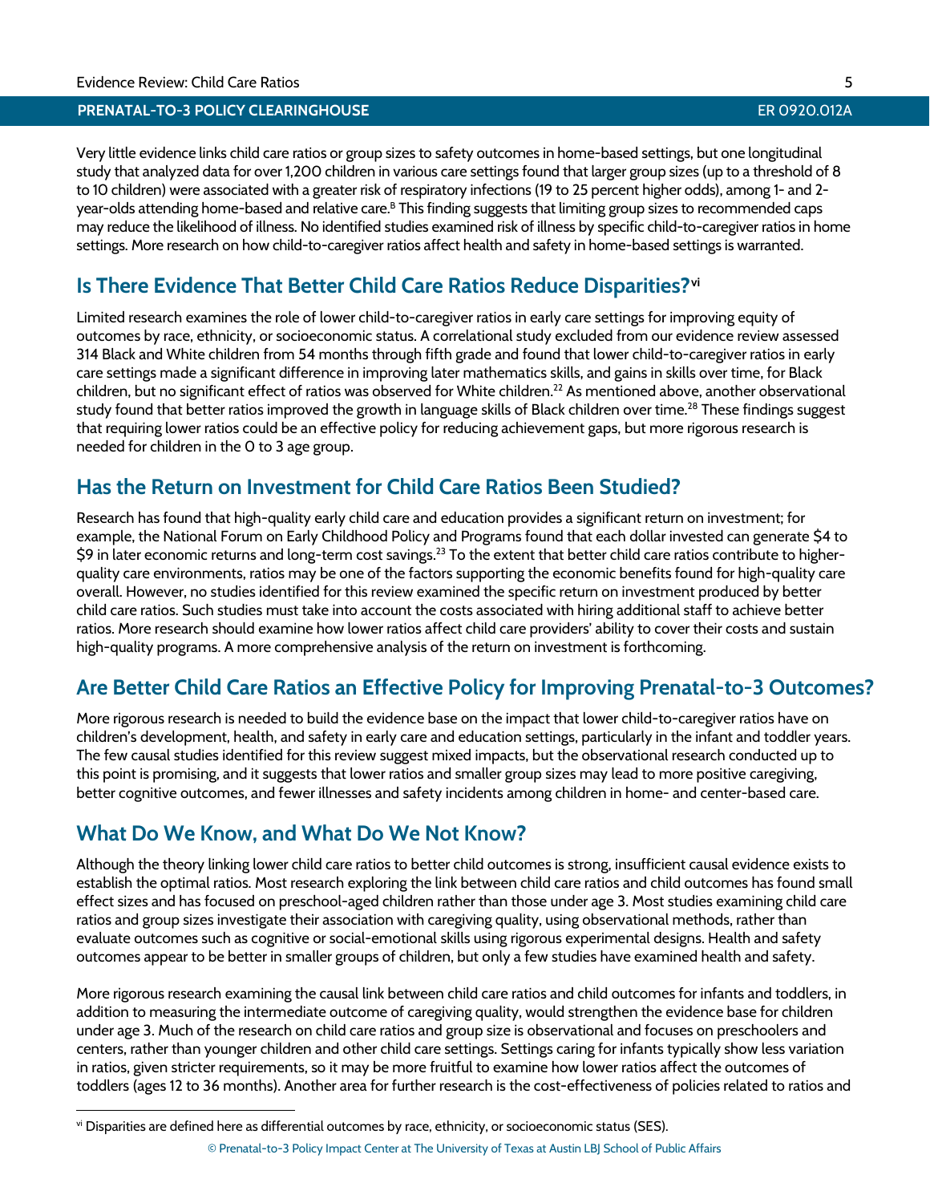Very little evidence links child care ratios or group sizes to safety outcomes in home-based settings, but one longitudinal study that analyzed data for over 1,200 children in various care settings found that larger group sizes (up to a threshold of 8 to 10 children) were associated with a greater risk of respiratory infections (19 to 25 percent higher odds), among 1- and 2-year-olds attending home-based and relative care.[B] This finding suggests that limiting group sizes to recommended caps may reduce the likelihood of illness. No identified studies examined risk of illness by specific child-to-caregiver ratios in home settings. More research on how child-to-caregiver ratios affect health and safety in home-based settings is warranted.

## Is There Evidence That Better Child Care Ratios Reduce Disparities?[vi]

Limited research examines the role of lower child-to-caregiver ratios in early care settings for improving equity of outcomes by race, ethnicity, or socioeconomic status. A correlational study excluded from our evidence review assessed 314 Black and White children from 54 months through fifth grade and found that lower child-to-caregiver ratios in early care settings made a significant difference in improving later mathematics skills, and gains in skills over time, for Black children, but no significant effect of ratios was observed for White children.[22] As mentioned above, another observational study found that better ratios improved the growth in language skills of Black children over time.[28] These findings suggest that requiring lower ratios could be an effective policy for reducing achievement gaps, but more rigorous research is needed for children in the 0 to 3 age group.

## Has the Return on Investment for Child Care Ratios Been Studied?

Research has found that high-quality early child care and education provides a significant return on investment; for example, the National Forum on Early Childhood Policy and Programs found that each dollar invested can generate $4 to $9 in later economic returns and long-term cost savings.[23] To the extent that better child care ratios contribute to higher-quality care environments, ratios may be one of the factors supporting the economic benefits found for high-quality care overall. However, no studies identified for this review examined the specific return on investment produced by better child care ratios. Such studies must take into account the costs associated with hiring additional staff to achieve better ratios. More research should examine how lower ratios affect child care providers' ability to cover their costs and sustain high-quality programs. A more comprehensive analysis of the return on investment is forthcoming.

## Are Better Child Care Ratios an Effective Policy for Improving Prenatal-to-3 Outcomes?

More rigorous research is needed to build the evidence base on the impact that lower child-to-caregiver ratios have on children's development, health, and safety in early care and education settings, particularly in the infant and toddler years. The few causal studies identified for this review suggest mixed impacts, but the observational research conducted up to this point is promising, and it suggests that lower ratios and smaller group sizes may lead to more positive caregiving, better cognitive outcomes, and fewer illnesses and safety incidents among children in home- and center-based care.

## What Do We Know, and What Do We Not Know?

Although the theory linking lower child care ratios to better child outcomes is strong, insufficient causal evidence exists to establish the optimal ratios. Most research exploring the link between child care ratios and child outcomes has found small effect sizes and has focused on preschool-aged children rather than those under age 3. Most studies examining child care ratios and group sizes investigate their association with caregiving quality, using observational methods, rather than evaluate outcomes such as cognitive or social-emotional skills using rigorous experimental designs. Health and safety outcomes appear to be better in smaller groups of children, but only a few studies have examined health and safety.

More rigorous research examining the causal link between child care ratios and child outcomes for infants and toddlers, in addition to measuring the intermediate outcome of caregiving quality, would strengthen the evidence base for children under age 3. Much of the research on child care ratios and group size is observational and focuses on preschoolers and centers, rather than younger children and other child care settings. Settings caring for infants typically show less variation in ratios, given stricter requirements, so it may be more fruitful to examine how lower ratios affect the outcomes of toddlers (ages 12 to 36 months). Another area for further research is the cost-effectiveness of policies related to ratios and

[vi] Disparities are defined here as differential outcomes by race, ethnicity, or socioeconomic status (SES).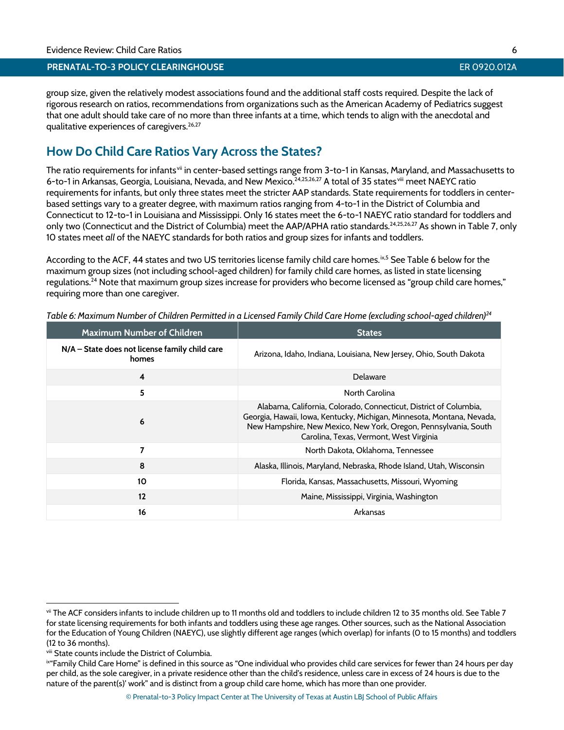group size, given the relatively modest associations found and the additional staff costs required. Despite the lack of rigorous research on ratios, recommendations from organizations such as the American Academy of Pediatrics suggest that one adult should take care of no more than three infants at a time, which tends to align with the anecdotal and qualitative experiences of caregivers.[26,27]

## How Do Child Care Ratios Vary Across the States?

The ratio requirements for infants[vii] in center-based settings range from 3-to-1 in Kansas, Maryland, and Massachusetts to 6-to-1 in Arkansas, Georgia, Louisiana, Nevada, and New Mexico.[24,25,26,27] A total of 35 states[viii] meet NAEYC ratio requirements for infants, but only three states meet the stricter AAP standards. State requirements for toddlers in center-based settings vary to a greater degree, with maximum ratios ranging from 4-to-1 in the District of Columbia and Connecticut to 12-to-1 in Louisiana and Mississippi. Only 16 states meet the 6-to-1 NAEYC ratio standard for toddlers and only two (Connecticut and the District of Columbia) meet the AAP/APHA ratio standards.[24,25,26,27] As shown in Table 7, only 10 states meet *all* of the NAEYC standards for both ratios and group sizes for infants and toddlers.

According to the ACF, 44 states and two US territories license family child care homes.[ix,5] See Table 6 below for the maximum group sizes (not including school-aged children) for family child care homes, as listed in state licensing regulations.[24] Note that maximum group sizes increase for providers who become licensed as "group child care homes," requiring more than one caregiver.

*Table 6: Maximum Number of Children Permitted in a Licensed Family Child Care Home (excluding school-aged children)[24]*

| Maximum Number of Children | States |
|---|---|
| **N/A – State does not license family child care homes** | Arizona, Idaho, Indiana, Louisiana, New Jersey, Ohio, South Dakota |
| **4** | Delaware |
| **5** | North Carolina |
| **6** | Alabama, California, Colorado, Connecticut, District of Columbia, Georgia, Hawaii, Iowa, Kentucky, Michigan, Minnesota, Montana, Nevada, New Hampshire, New Mexico, New York, Oregon, Pennsylvania, South Carolina, Texas, Vermont, West Virginia |
| **7** | North Dakota, Oklahoma, Tennessee |
| **8** | Alaska, Illinois, Maryland, Nebraska, Rhode Island, Utah, Wisconsin |
| **10** | Florida, Kansas, Massachusetts, Missouri, Wyoming |
| **12** | Maine, Mississippi, Virginia, Washington |
| **16** | Arkansas |

---

[vii] The ACF considers infants to include children up to 11 months old and toddlers to include children 12 to 35 months old. See Table 7 for state licensing requirements for both infants and toddlers using these age ranges. Other sources, such as the National Association for the Education of Young Children (NAEYC), use slightly different age ranges (which overlap) for infants (0 to 15 months) and toddlers (12 to 36 months).

[viii] State counts include the District of Columbia.

[ix] "Family Child Care Home" is defined in this source as "One individual who provides child care services for fewer than 24 hours per day per child, as the sole caregiver, in a private residence other than the child's residence, unless care in excess of 24 hours is due to the nature of the parent(s)' work" and is distinct from a group child care home, which has more than one provider.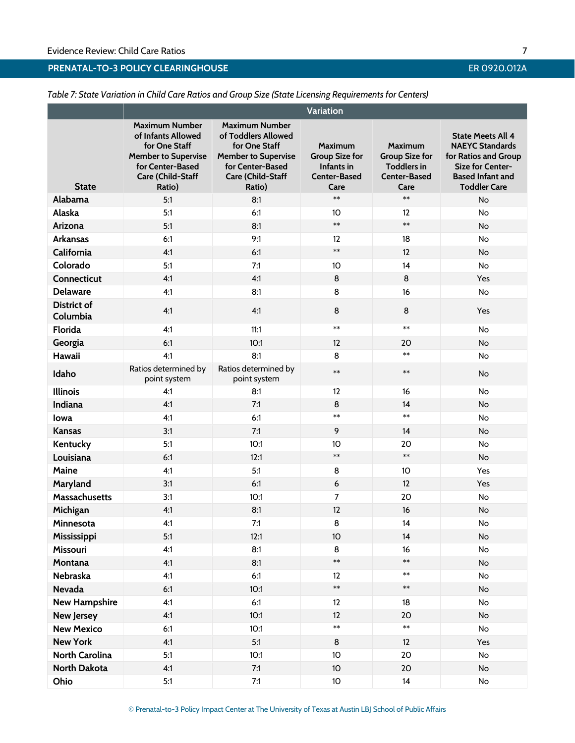*Table 7: State Variation in Child Care Ratios and Group Size (State Licensing Requirements for Centers)*

| | Variation | | | | |
|---|---|---|---|---|---|
| State | Maximum Number of Infants Allowed for One Staff Member to Supervise for Center-Based Care (Child-Staff Ratio) | Maximum Number of Toddlers Allowed for One Staff Member to Supervise for Center-Based Care (Child-Staff Ratio) | Maximum Group Size for Infants in Center-Based Care | Maximum Group Size for Toddlers in Center-Based Care | State Meets All 4 NAEYC Standards for Ratios and Group Size for Center-Based Infant and Toddler Care |
| Alabama | 5:1 | 8:1 | ** | ** | No |
| Alaska | 5:1 | 6:1 | 10 | 12 | No |
| Arizona | 5:1 | 8:1 | ** | ** | No |
| Arkansas | 6:1 | 9:1 | 12 | 18 | No |
| California | 4:1 | 6:1 | ** | 12 | No |
| Colorado | 5:1 | 7:1 | 10 | 14 | No |
| Connecticut | 4:1 | 4:1 | 8 | 8 | Yes |
| Delaware | 4:1 | 8:1 | 8 | 16 | No |
| District of Columbia | 4:1 | 4:1 | 8 | 8 | Yes |
| Florida | 4:1 | 11:1 | ** | ** | No |
| Georgia | 6:1 | 10:1 | 12 | 20 | No |
| Hawaii | 4:1 | 8:1 | 8 | ** | No |
| Idaho | Ratios determined by point system | Ratios determined by point system | ** | ** | No |
| Illinois | 4:1 | 8:1 | 12 | 16 | No |
| Indiana | 4:1 | 7:1 | 8 | 14 | No |
| Iowa | 4:1 | 6:1 | ** | ** | No |
| Kansas | 3:1 | 7:1 | 9 | 14 | No |
| Kentucky | 5:1 | 10:1 | 10 | 20 | No |
| Louisiana | 6:1 | 12:1 | ** | ** | No |
| Maine | 4:1 | 5:1 | 8 | 10 | Yes |
| Maryland | 3:1 | 6:1 | 6 | 12 | Yes |
| Massachusetts | 3:1 | 10:1 | 7 | 20 | No |
| Michigan | 4:1 | 8:1 | 12 | 16 | No |
| Minnesota | 4:1 | 7:1 | 8 | 14 | No |
| Mississippi | 5:1 | 12:1 | 10 | 14 | No |
| Missouri | 4:1 | 8:1 | 8 | 16 | No |
| Montana | 4:1 | 8:1 | ** | ** | No |
| Nebraska | 4:1 | 6:1 | 12 | ** | No |
| Nevada | 6:1 | 10:1 | ** | ** | No |
| New Hampshire | 4:1 | 6:1 | 12 | 18 | No |
| New Jersey | 4:1 | 10:1 | 12 | 20 | No |
| New Mexico | 6:1 | 10:1 | ** | ** | No |
| New York | 4:1 | 5:1 | 8 | 12 | Yes |
| North Carolina | 5:1 | 10:1 | 10 | 20 | No |
| North Dakota | 4:1 | 7:1 | 10 | 20 | No |
| Ohio | 5:1 | 7:1 | 10 | 14 | No |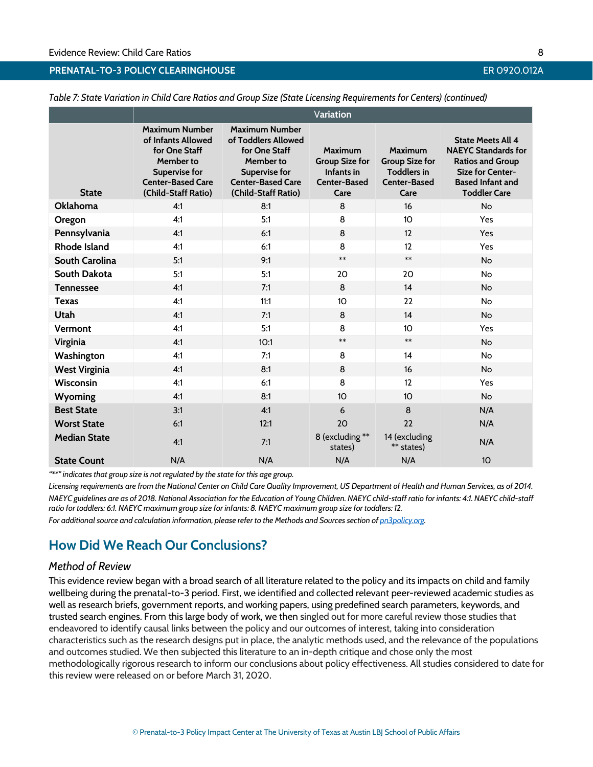*Table 7: State Variation in Child Care Ratios and Group Size (State Licensing Requirements for Centers) (continued)*

| | Variation | | | | |
|---|---|---|---|---|---|
| **State** | **Maximum Number of Infants Allowed for One Staff Member to Supervise for Center-Based Care (Child-Staff Ratio)** | **Maximum Number of Toddlers Allowed for One Staff Member to Supervise for Center-Based Care (Child-Staff Ratio)** | **Maximum Group Size for Infants in Center-Based Care** | **Maximum Group Size for Toddlers in Center-Based Care** | **State Meets All 4 NAEYC Standards for Ratios and Group Size for Center-Based Infant and Toddler Care** |
| **Oklahoma** | 4:1 | 8:1 | 8 | 16 | No |
| **Oregon** | 4:1 | 5:1 | 8 | 10 | Yes |
| **Pennsylvania** | 4:1 | 6:1 | 8 | 12 | Yes |
| **Rhode Island** | 4:1 | 6:1 | 8 | 12 | Yes |
| **South Carolina** | 5:1 | 9:1 | ** | ** | No |
| **South Dakota** | 5:1 | 5:1 | 20 | 20 | No |
| **Tennessee** | 4:1 | 7:1 | 8 | 14 | No |
| **Texas** | 4:1 | 11:1 | 10 | 22 | No |
| **Utah** | 4:1 | 7:1 | 8 | 14 | No |
| **Vermont** | 4:1 | 5:1 | 8 | 10 | Yes |
| **Virginia** | 4:1 | 10:1 | ** | ** | No |
| **Washington** | 4:1 | 7:1 | 8 | 14 | No |
| **West Virginia** | 4:1 | 8:1 | 8 | 16 | No |
| **Wisconsin** | 4:1 | 6:1 | 8 | 12 | Yes |
| **Wyoming** | 4:1 | 8:1 | 10 | 10 | No |
| **Best State** | 3:1 | 4:1 | 6 | 8 | N/A |
| **Worst State** | 6:1 | 12:1 | 20 | 22 | N/A |
| **Median State** | 4:1 | 7:1 | 8 (excluding ** states) | 14 (excluding ** states) | N/A |
| **State Count** | N/A | N/A | N/A | N/A | 10 |

*"**" indicates that group size is not regulated by the state for this age group.*

*Licensing requirements are from the National Center on Child Care Quality Improvement, US Department of Health and Human Services, as of 2014.*

*NAEYC guidelines are as of 2018. National Association for the Education of Young Children. NAEYC child-staff ratio for infants: 4:1. NAEYC child-staff ratio for toddlers: 6:1. NAEYC maximum group size for infants: 8. NAEYC maximum group size for toddlers: 12.*

*For additional source and calculation information, please refer to the Methods and Sources section of [pn3policy.org](pn3policy.org).*

## How Did We Reach Our Conclusions?

### *Method of Review*

This evidence review began with a broad search of all literature related to the policy and its impacts on child and family wellbeing during the prenatal-to-3 period. First, we identified and collected relevant peer-reviewed academic studies as well as research briefs, government reports, and working papers, using predefined search parameters, keywords, and trusted search engines. From this large body of work, we then singled out for more careful review those studies that endeavored to identify causal links between the policy and our outcomes of interest, taking into consideration characteristics such as the research designs put in place, the analytic methods used, and the relevance of the populations and outcomes studied. We then subjected this literature to an in-depth critique and chose only the most methodologically rigorous research to inform our conclusions about policy effectiveness. All studies considered to date for this review were released on or before March 31, 2020.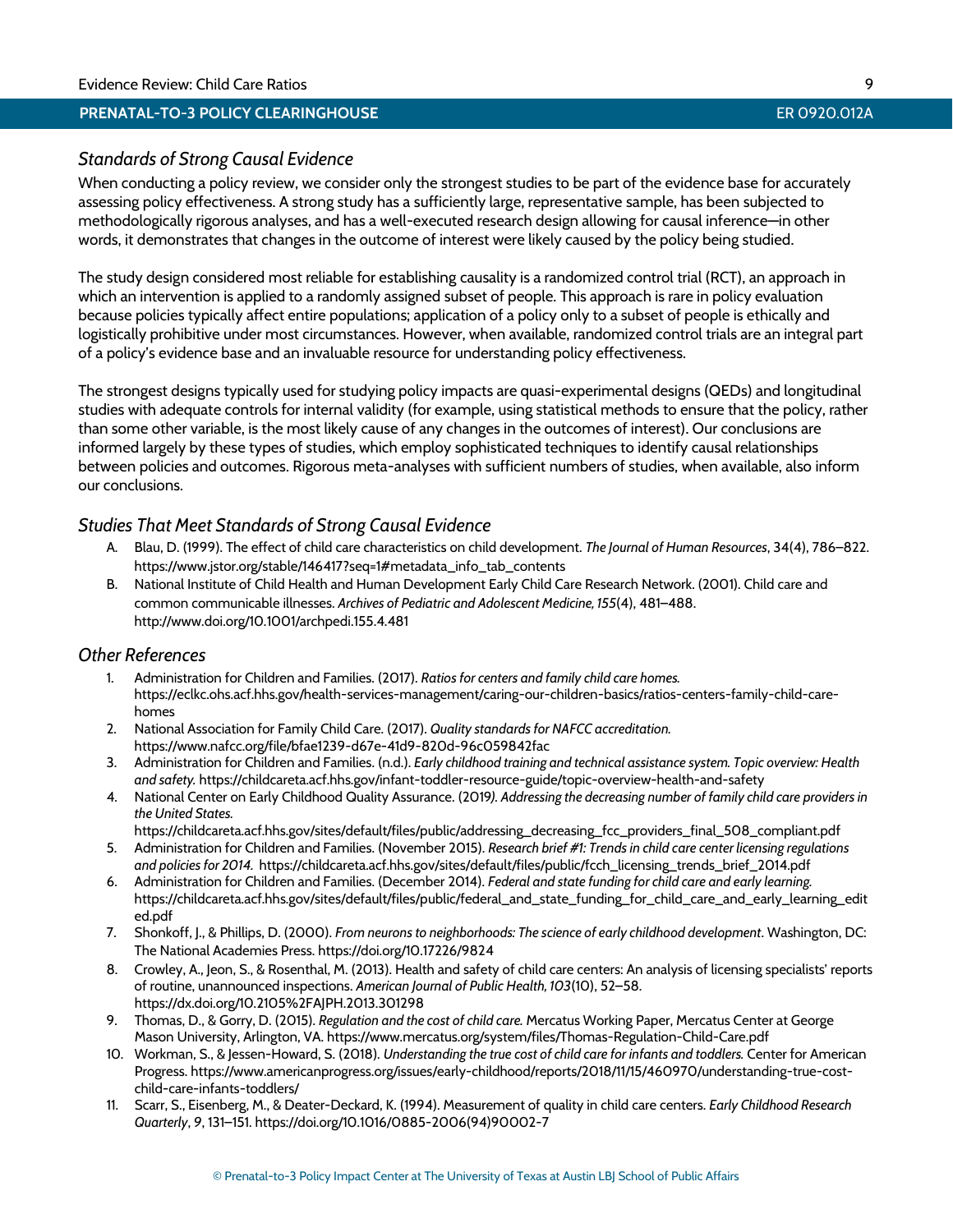### *Standards of Strong Causal Evidence*

When conducting a policy review, we consider only the strongest studies to be part of the evidence base for accurately assessing policy effectiveness. A strong study has a sufficiently large, representative sample, has been subjected to methodologically rigorous analyses, and has a well-executed research design allowing for causal inference—in other words, it demonstrates that changes in the outcome of interest were likely caused by the policy being studied.

The study design considered most reliable for establishing causality is a randomized control trial (RCT), an approach in which an intervention is applied to a randomly assigned subset of people. This approach is rare in policy evaluation because policies typically affect entire populations; application of a policy only to a subset of people is ethically and logistically prohibitive under most circumstances. However, when available, randomized control trials are an integral part of a policy's evidence base and an invaluable resource for understanding policy effectiveness.

The strongest designs typically used for studying policy impacts are quasi-experimental designs (QEDs) and longitudinal studies with adequate controls for internal validity (for example, using statistical methods to ensure that the policy, rather than some other variable, is the most likely cause of any changes in the outcomes of interest). Our conclusions are informed largely by these types of studies, which employ sophisticated techniques to identify causal relationships between policies and outcomes. Rigorous meta-analyses with sufficient numbers of studies, when available, also inform our conclusions.

### *Studies That Meet Standards of Strong Causal Evidence*

A. Blau, D. (1999). The effect of child care characteristics on child development. *The Journal of Human Resources*, 34(4), 786–822. https://www.jstor.org/stable/146417?seq=1#metadata_info_tab_contents

B. National Institute of Child Health and Human Development Early Child Care Research Network. (2001). Child care and common communicable illnesses. *Archives of Pediatric and Adolescent Medicine, 155*(4), 481–488. http://www.doi.org/10.1001/archpedi.155.4.481

### *Other References*

1. Administration for Children and Families. (2017). *Ratios for centers and family child care homes.* https://eclkc.ohs.acf.hhs.gov/health-services-management/caring-our-children-basics/ratios-centers-family-child-care-homes
2. National Association for Family Child Care. (2017). *Quality standards for NAFCC accreditation.* https://www.nafcc.org/file/bfae1239-d67e-41d9-820d-96c059842fac
3. Administration for Children and Families. (n.d.). *Early childhood training and technical assistance system. Topic overview: Health and safety.* https://childcareta.acf.hhs.gov/infant-toddler-resource-guide/topic-overview-health-and-safety
4. National Center on Early Childhood Quality Assurance. (2019*). Addressing the decreasing number of family child care providers in the United States.* https://childcareta.acf.hhs.gov/sites/default/files/public/addressing_decreasing_fcc_providers_final_508_compliant.pdf
5. Administration for Children and Families. (November 2015). *Research brief #1: Trends in child care center licensing regulations and policies for 2014.* https://childcareta.acf.hhs.gov/sites/default/files/public/fcch_licensing_trends_brief_2014.pdf
6. Administration for Children and Families. (December 2014). *Federal and state funding for child care and early learning.* https://childcareta.acf.hhs.gov/sites/default/files/public/federal_and_state_funding_for_child_care_and_early_learning_edited.pdf
7. Shonkoff, J., & Phillips, D. (2000). *From neurons to neighborhoods: The science of early childhood development*. Washington, DC: The National Academies Press. https://doi.org/10.17226/9824
8. Crowley, A., Jeon, S., & Rosenthal, M. (2013). Health and safety of child care centers: An analysis of licensing specialists' reports of routine, unannounced inspections. *American Journal of Public Health, 103*(10), 52–58. https://dx.doi.org/10.2105%2FAJPH.2013.301298
9. Thomas, D., & Gorry, D. (2015). *Regulation and the cost of child care.* Mercatus Working Paper, Mercatus Center at George Mason University, Arlington, VA. https://www.mercatus.org/system/files/Thomas-Regulation-Child-Care.pdf
10. Workman, S., & Jessen-Howard, S. (2018). *Understanding the true cost of child care for infants and toddlers.* Center for American Progress. https://www.americanprogress.org/issues/early-childhood/reports/2018/11/15/460970/understanding-true-cost-child-care-infants-toddlers/
11. Scarr, S., Eisenberg, M., & Deater-Deckard, K. (1994). Measurement of quality in child care centers. *Early Childhood Research Quarterly*, *9*, 131–151. https://doi.org/10.1016/0885-2006(94)90002-7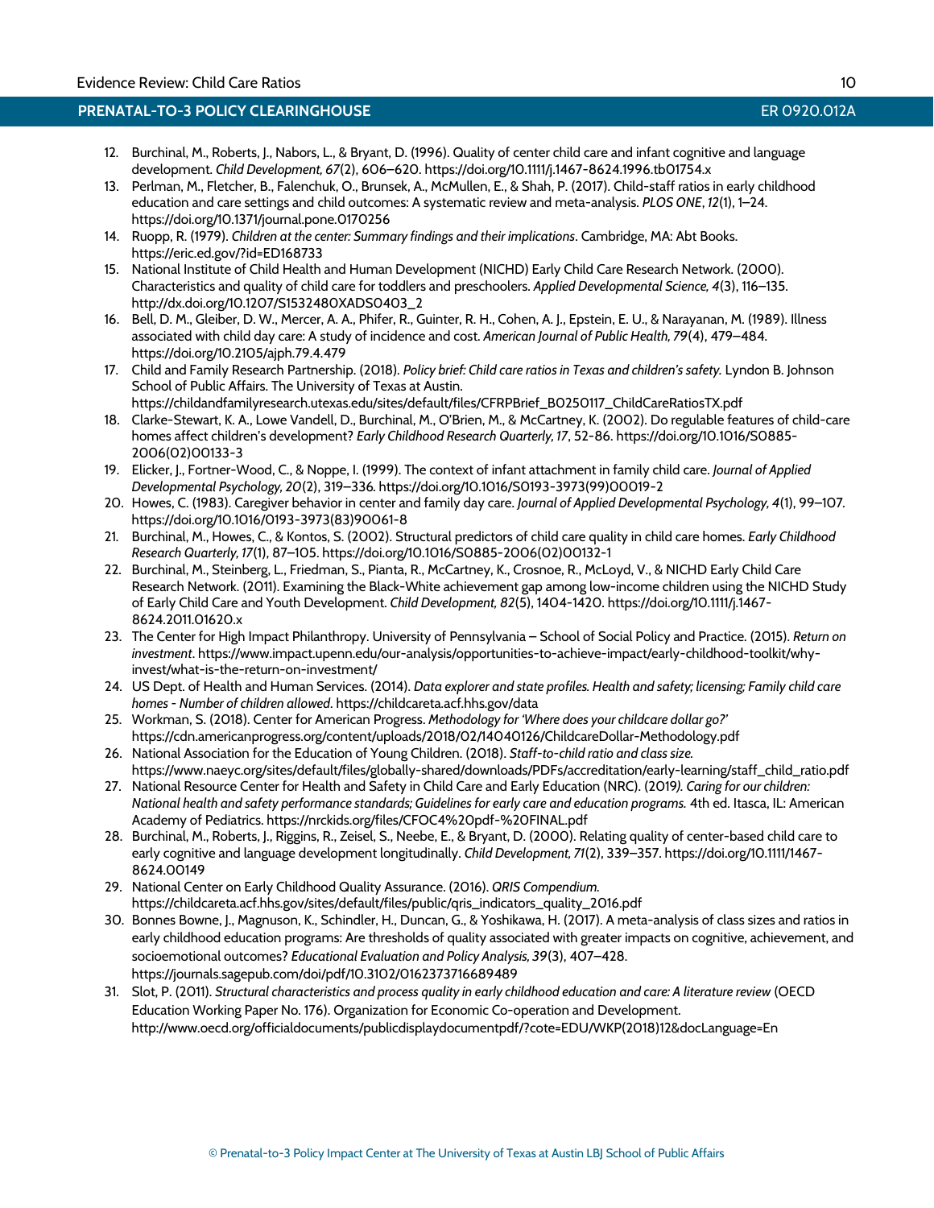12. Burchinal, M., Roberts, J., Nabors, L., & Bryant, D. (1996). Quality of center child care and infant cognitive and language development. *Child Development, 67*(2), 606–620. https://doi.org/10.1111/j.1467-8624.1996.tb01754.x
13. Perlman, M., Fletcher, B., Falenchuk, O., Brunsek, A., McMullen, E., & Shah, P. (2017). Child-staff ratios in early childhood education and care settings and child outcomes: A systematic review and meta-analysis. *PLOS ONE*, *12*(1), 1–24. https://doi.org/10.1371/journal.pone.0170256
14. Ruopp, R. (1979). *Children at the center: Summary findings and their implications*. Cambridge, MA: Abt Books. https://eric.ed.gov/?id=ED168733
15. National Institute of Child Health and Human Development (NICHD) Early Child Care Research Network. (2000). Characteristics and quality of child care for toddlers and preschoolers. *Applied Developmental Science, 4*(3), 116–135. http://dx.doi.org/10.1207/S1532480XADS0403_2
16. Bell, D. M., Gleiber, D. W., Mercer, A. A., Phifer, R., Guinter, R. H., Cohen, A. J., Epstein, E. U., & Narayanan, M. (1989). Illness associated with child day care: A study of incidence and cost. *American Journal of Public Health, 79*(4), 479–484. https://doi.org/10.2105/ajph.79.4.479
17. Child and Family Research Partnership. (2018). *Policy brief: Child care ratios in Texas and children's safety.* Lyndon B. Johnson School of Public Affairs. The University of Texas at Austin. https://childandfamilyresearch.utexas.edu/sites/default/files/CFRPBrief_B0250117_ChildCareRatiosTX.pdf
18. Clarke-Stewart, K. A., Lowe Vandell, D., Burchinal, M., O'Brien, M., & McCartney, K. (2002). Do regulable features of child-care homes affect children's development? *Early Childhood Research Quarterly, 17*, 52-86. https://doi.org/10.1016/S0885-2006(02)00133-3
19. Elicker, J., Fortner-Wood, C., & Noppe, I. (1999). The context of infant attachment in family child care. *Journal of Applied Developmental Psychology, 20*(2), 319–336. https://doi.org/10.1016/S0193-3973(99)00019-2
20. Howes, C. (1983). Caregiver behavior in center and family day care. *Journal of Applied Developmental Psychology, 4*(1), 99–107. https://doi.org/10.1016/0193-3973(83)90061-8
21. Burchinal, M., Howes, C., & Kontos, S. (2002). Structural predictors of child care quality in child care homes. *Early Childhood Research Quarterly, 17*(1), 87–105. https://doi.org/10.1016/S0885-2006(02)00132-1
22. Burchinal, M., Steinberg, L., Friedman, S., Pianta, R., McCartney, K., Crosnoe, R., McLoyd, V., & NICHD Early Child Care Research Network. (2011). Examining the Black-White achievement gap among low-income children using the NICHD Study of Early Child Care and Youth Development. *Child Development, 82*(5), 1404-1420. https://doi.org/10.1111/j.1467-8624.2011.01620.x
23. The Center for High Impact Philanthropy. University of Pennsylvania – School of Social Policy and Practice. (2015). *Return on investment*. https://www.impact.upenn.edu/our-analysis/opportunities-to-achieve-impact/early-childhood-toolkit/why-invest/what-is-the-return-on-investment/
24. US Dept. of Health and Human Services. (2014). *Data explorer and state profiles. Health and safety; licensing; Family child care homes - Number of children allowed*. https://childcareta.acf.hhs.gov/data
25. Workman, S. (2018). Center for American Progress. *Methodology for 'Where does your childcare dollar go?'* https://cdn.americanprogress.org/content/uploads/2018/02/14040126/ChildcareDollar-Methodology.pdf
26. National Association for the Education of Young Children. (2018). *Staff-to-child ratio and class size.* https://www.naeyc.org/sites/default/files/globally-shared/downloads/PDFs/accreditation/early-learning/staff_child_ratio.pdf
27. National Resource Center for Health and Safety in Child Care and Early Education (NRC). (2019*). Caring for our children: National health and safety performance standards; Guidelines for early care and education programs.* 4th ed. Itasca, IL: American Academy of Pediatrics. https://nrckids.org/files/CFOC4%20pdf-%20FINAL.pdf
28. Burchinal, M., Roberts, J., Riggins, R., Zeisel, S., Neebe, E., & Bryant, D. (2000). Relating quality of center-based child care to early cognitive and language development longitudinally. *Child Development, 71*(2), 339–357. https://doi.org/10.1111/1467-8624.00149
29. National Center on Early Childhood Quality Assurance. (2016). *QRIS Compendium.* https://childcareta.acf.hhs.gov/sites/default/files/public/qris_indicators_quality_2016.pdf
30. Bonnes Bowne, J., Magnuson, K., Schindler, H., Duncan, G., & Yoshikawa, H. (2017). A meta-analysis of class sizes and ratios in early childhood education programs: Are thresholds of quality associated with greater impacts on cognitive, achievement, and socioemotional outcomes? *Educational Evaluation and Policy Analysis, 39*(3), 407–428. https://journals.sagepub.com/doi/pdf/10.3102/0162373716689489
31. Slot, P. (2011). *Structural characteristics and process quality in early childhood education and care: A literature review* (OECD Education Working Paper No. 176). Organization for Economic Co-operation and Development. http://www.oecd.org/officialdocuments/publicdisplaydocumentpdf/?cote=EDU/WKP(2018)12&docLanguage=En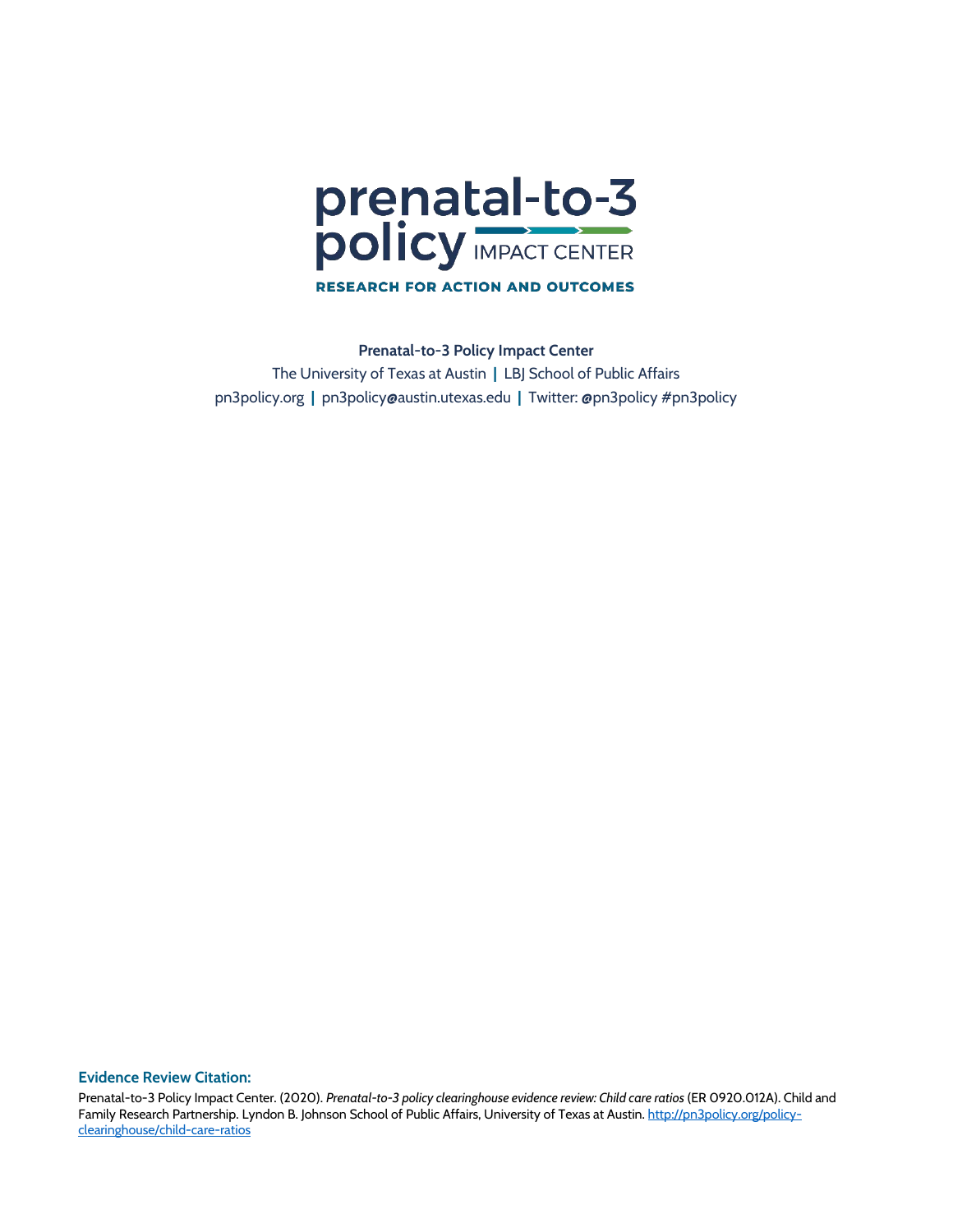prenatal-to-3 policy IMPACT CENTER

RESEARCH FOR ACTION AND OUTCOMES

**Prenatal-to-3 Policy Impact Center**

The University of Texas at Austin | LBJ School of Public Affairs

pn3policy.org | pn3policy@austin.utexas.edu | Twitter: @pn3policy #pn3policy

**Evidence Review Citation:**

Prenatal-to-3 Policy Impact Center. (2020). *Prenatal-to-3 policy clearinghouse evidence review: Child care ratios* (ER 0920.012A). Child and Family Research Partnership. Lyndon B. Johnson School of Public Affairs, University of Texas at Austin. [http://pn3policy.org/policy-clearinghouse/child-care-ratios](http://pn3policy.org/policy-clearinghouse/child-care-ratios)